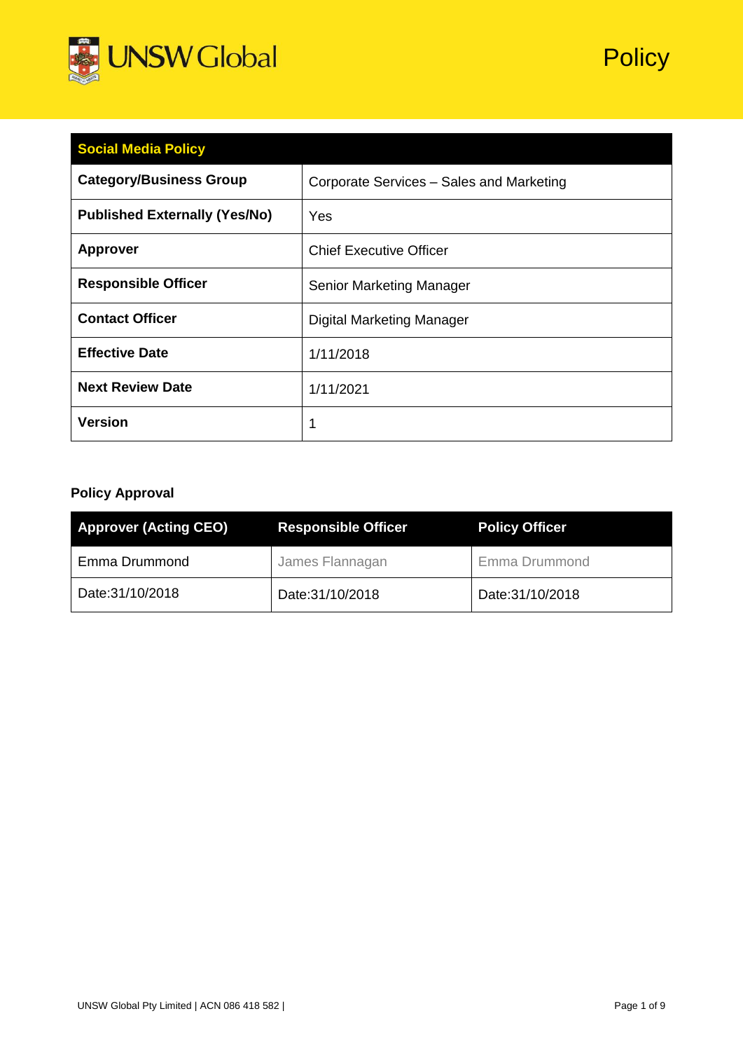UNSW Global

# Policy

| Social Media Policy | |
|---|---|
| **Category/Business Group** | Corporate Services – Sales and Marketing |
| **Published Externally (Yes/No)** | Yes |
| **Approver** | Chief Executive Officer |
| **Responsible Officer** | Senior Marketing Manager |
| **Contact Officer** | Digital Marketing Manager |
| **Effective Date** | 1/11/2018 |
| **Next Review Date** | 1/11/2021 |
| **Version** | 1 |

**Policy Approval**

| Approver (Acting CEO) | Responsible Officer | Policy Officer |
|---|---|---|
| Emma Drummond | James Flannagan | Emma Drummond |
| Date:31/10/2018 | Date:31/10/2018 | Date:31/10/2018 |

UNSW Global Pty Limited | ACN 086 418 582 |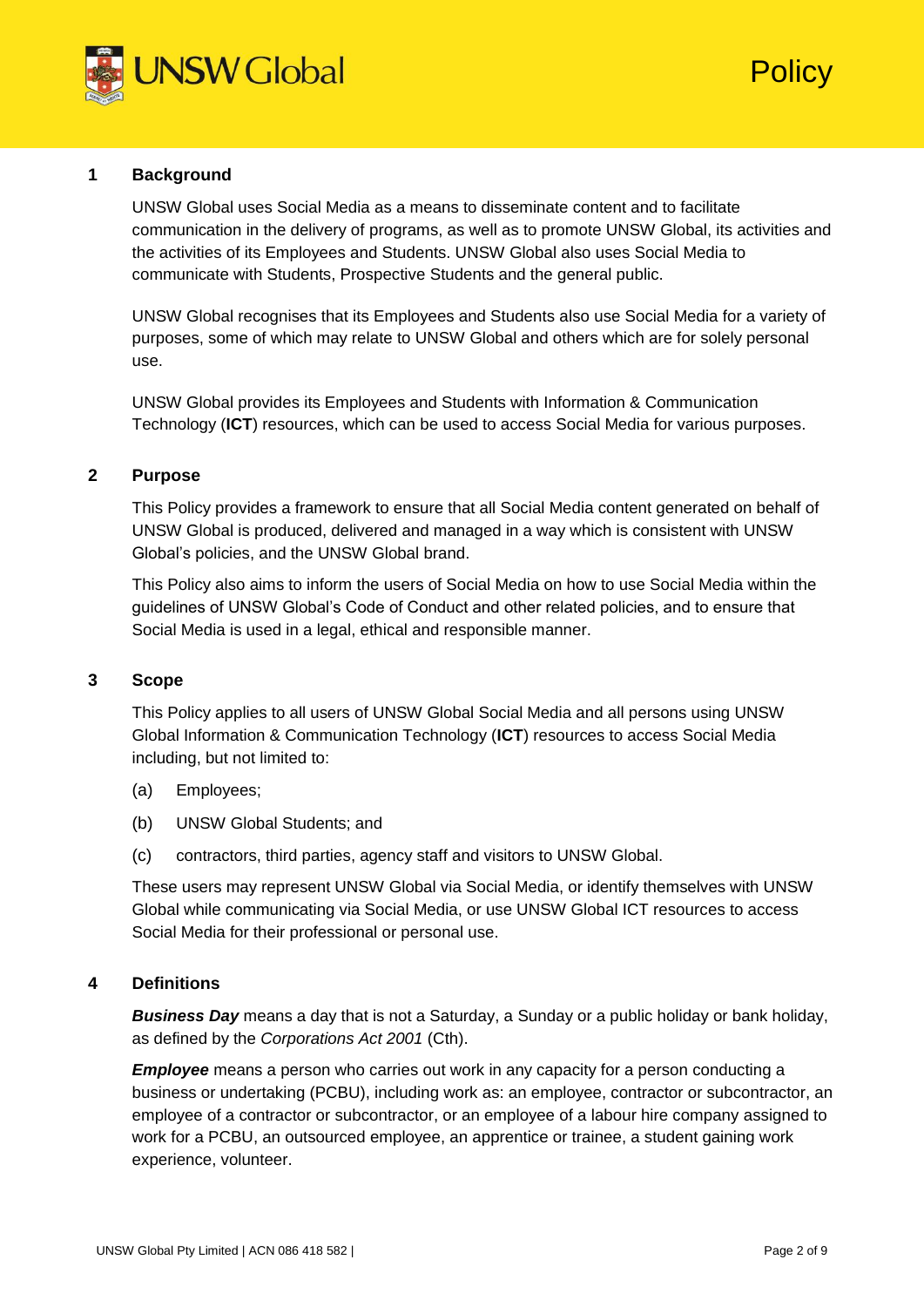## 1 Background

UNSW Global uses Social Media as a means to disseminate content and to facilitate communication in the delivery of programs, as well as to promote UNSW Global, its activities and the activities of its Employees and Students. UNSW Global also uses Social Media to communicate with Students, Prospective Students and the general public.

UNSW Global recognises that its Employees and Students also use Social Media for a variety of purposes, some of which may relate to UNSW Global and others which are for solely personal use.

UNSW Global provides its Employees and Students with Information & Communication Technology (**ICT**) resources, which can be used to access Social Media for various purposes.

## 2 Purpose

This Policy provides a framework to ensure that all Social Media content generated on behalf of UNSW Global is produced, delivered and managed in a way which is consistent with UNSW Global's policies, and the UNSW Global brand.

This Policy also aims to inform the users of Social Media on how to use Social Media within the guidelines of UNSW Global's Code of Conduct and other related policies, and to ensure that Social Media is used in a legal, ethical and responsible manner.

## 3 Scope

This Policy applies to all users of UNSW Global Social Media and all persons using UNSW Global Information & Communication Technology (**ICT**) resources to access Social Media including, but not limited to:

(a) Employees;

(b) UNSW Global Students; and

(c) contractors, third parties, agency staff and visitors to UNSW Global.

These users may represent UNSW Global via Social Media, or identify themselves with UNSW Global while communicating via Social Media, or use UNSW Global ICT resources to access Social Media for their professional or personal use.

## 4 Definitions

***Business Day*** means a day that is not a Saturday, a Sunday or a public holiday or bank holiday, as defined by the *Corporations Act 2001* (Cth).

***Employee*** means a person who carries out work in any capacity for a person conducting a business or undertaking (PCBU), including work as: an employee, contractor or subcontractor, an employee of a contractor or subcontractor, or an employee of a labour hire company assigned to work for a PCBU, an outsourced employee, an apprentice or trainee, a student gaining work experience, volunteer.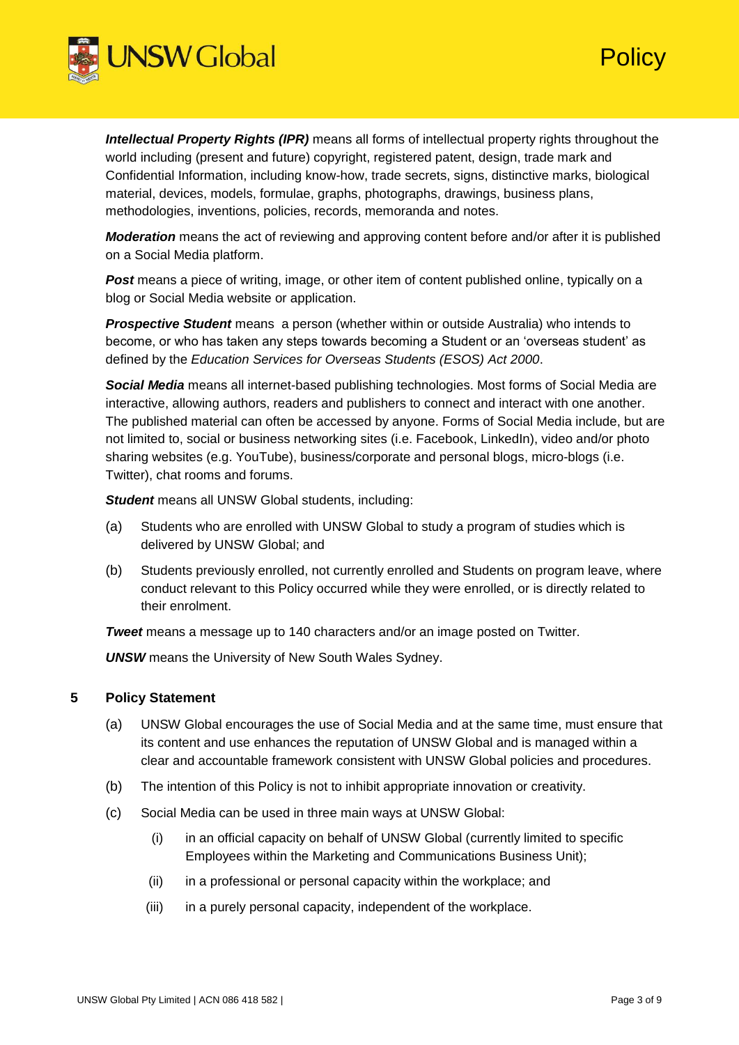***Intellectual Property Rights (IPR)*** means all forms of intellectual property rights throughout the world including (present and future) copyright, registered patent, design, trade mark and Confidential Information, including know-how, trade secrets, signs, distinctive marks, biological material, devices, models, formulae, graphs, photographs, drawings, business plans, methodologies, inventions, policies, records, memoranda and notes.

***Moderation*** means the act of reviewing and approving content before and/or after it is published on a Social Media platform.

***Post*** means a piece of writing, image, or other item of content published online, typically on a blog or Social Media website or application.

***Prospective Student*** means a person (whether within or outside Australia) who intends to become, or who has taken any steps towards becoming a Student or an 'overseas student' as defined by the *Education Services for Overseas Students (ESOS) Act 2000*.

***Social Media*** means all internet-based publishing technologies. Most forms of Social Media are interactive, allowing authors, readers and publishers to connect and interact with one another. The published material can often be accessed by anyone. Forms of Social Media include, but are not limited to, social or business networking sites (i.e. Facebook, LinkedIn), video and/or photo sharing websites (e.g. YouTube), business/corporate and personal blogs, micro-blogs (i.e. Twitter), chat rooms and forums.

***Student*** means all UNSW Global students, including:

(a) Students who are enrolled with UNSW Global to study a program of studies which is delivered by UNSW Global; and

(b) Students previously enrolled, not currently enrolled and Students on program leave, where conduct relevant to this Policy occurred while they were enrolled, or is directly related to their enrolment.

***Tweet*** means a message up to 140 characters and/or an image posted on Twitter.

***UNSW*** means the University of New South Wales Sydney.

## 5 Policy Statement

(a) UNSW Global encourages the use of Social Media and at the same time, must ensure that its content and use enhances the reputation of UNSW Global and is managed within a clear and accountable framework consistent with UNSW Global policies and procedures.

(b) The intention of this Policy is not to inhibit appropriate innovation or creativity.

(c) Social Media can be used in three main ways at UNSW Global:

   (i) in an official capacity on behalf of UNSW Global (currently limited to specific Employees within the Marketing and Communications Business Unit);

   (ii) in a professional or personal capacity within the workplace; and

   (iii) in a purely personal capacity, independent of the workplace.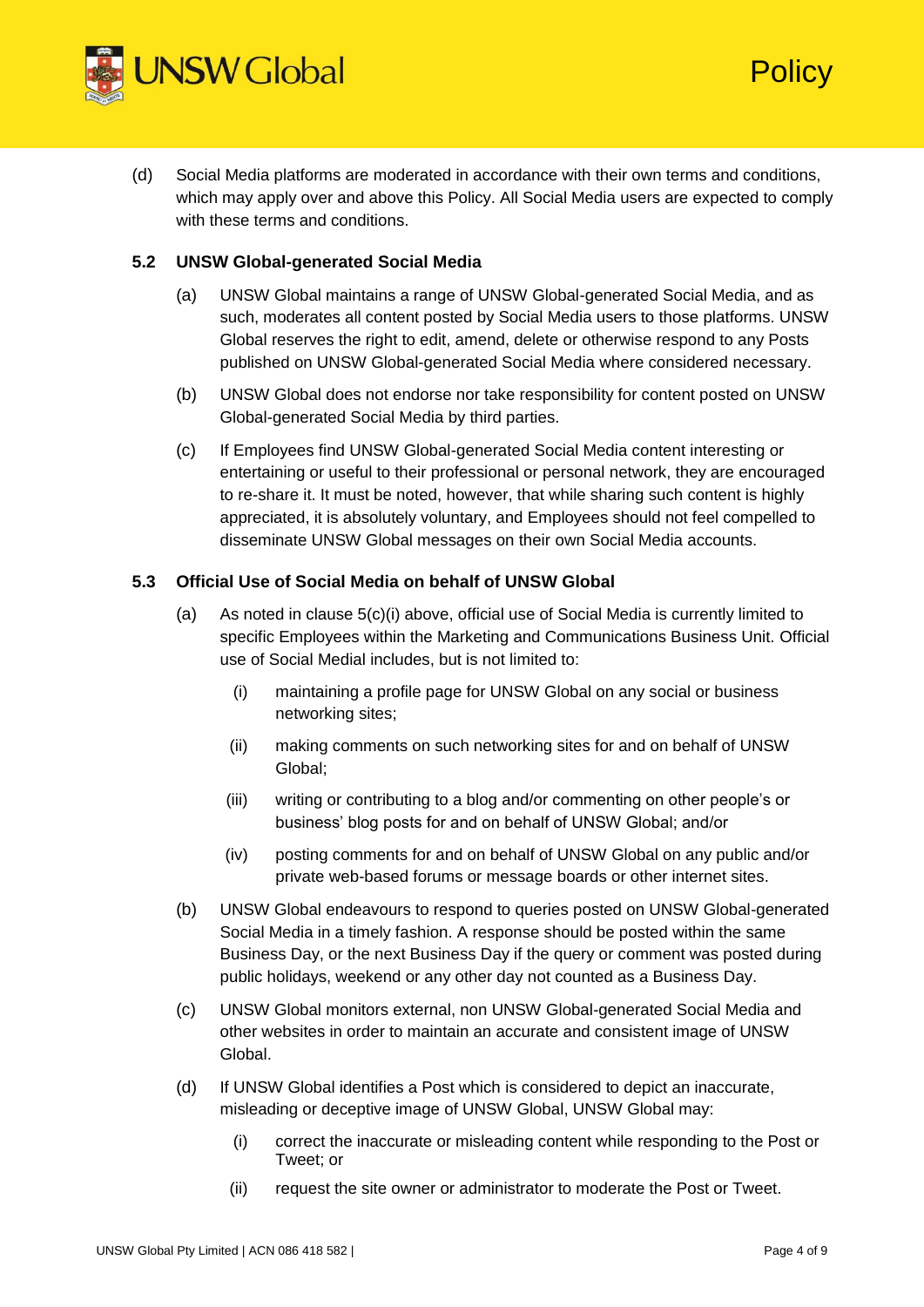(d) Social Media platforms are moderated in accordance with their own terms and conditions, which may apply over and above this Policy. All Social Media users are expected to comply with these terms and conditions.

### 5.2 UNSW Global-generated Social Media

(a) UNSW Global maintains a range of UNSW Global-generated Social Media, and as such, moderates all content posted by Social Media users to those platforms. UNSW Global reserves the right to edit, amend, delete or otherwise respond to any Posts published on UNSW Global-generated Social Media where considered necessary.

(b) UNSW Global does not endorse nor take responsibility for content posted on UNSW Global-generated Social Media by third parties.

(c) If Employees find UNSW Global-generated Social Media content interesting or entertaining or useful to their professional or personal network, they are encouraged to re-share it. It must be noted, however, that while sharing such content is highly appreciated, it is absolutely voluntary, and Employees should not feel compelled to disseminate UNSW Global messages on their own Social Media accounts.

### 5.3 Official Use of Social Media on behalf of UNSW Global

(a) As noted in clause 5(c)(i) above, official use of Social Media is currently limited to specific Employees within the Marketing and Communications Business Unit. Official use of Social Medial includes, but is not limited to:

   (i) maintaining a profile page for UNSW Global on any social or business networking sites;

   (ii) making comments on such networking sites for and on behalf of UNSW Global;

   (iii) writing or contributing to a blog and/or commenting on other people's or business' blog posts for and on behalf of UNSW Global; and/or

   (iv) posting comments for and on behalf of UNSW Global on any public and/or private web-based forums or message boards or other internet sites.

(b) UNSW Global endeavours to respond to queries posted on UNSW Global-generated Social Media in a timely fashion. A response should be posted within the same Business Day, or the next Business Day if the query or comment was posted during public holidays, weekend or any other day not counted as a Business Day.

(c) UNSW Global monitors external, non UNSW Global-generated Social Media and other websites in order to maintain an accurate and consistent image of UNSW Global.

(d) If UNSW Global identifies a Post which is considered to depict an inaccurate, misleading or deceptive image of UNSW Global, UNSW Global may:

   (i) correct the inaccurate or misleading content while responding to the Post or Tweet; or

   (ii) request the site owner or administrator to moderate the Post or Tweet.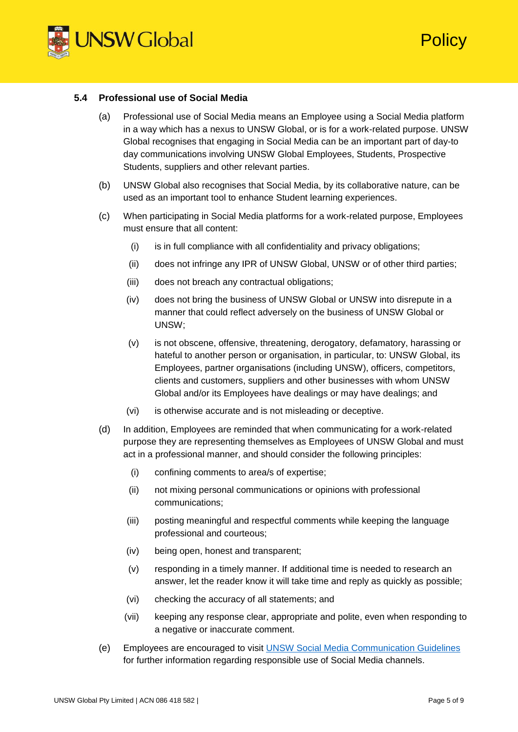### 5.4 Professional use of Social Media

(a) Professional use of Social Media means an Employee using a Social Media platform in a way which has a nexus to UNSW Global, or is for a work-related purpose. UNSW Global recognises that engaging in Social Media can be an important part of day-to day communications involving UNSW Global Employees, Students, Prospective Students, suppliers and other relevant parties.

(b) UNSW Global also recognises that Social Media, by its collaborative nature, can be used as an important tool to enhance Student learning experiences.

(c) When participating in Social Media platforms for a work-related purpose, Employees must ensure that all content:

- (i) is in full compliance with all confidentiality and privacy obligations;
- (ii) does not infringe any IPR of UNSW Global, UNSW or of other third parties;
- (iii) does not breach any contractual obligations;
- (iv) does not bring the business of UNSW Global or UNSW into disrepute in a manner that could reflect adversely on the business of UNSW Global or UNSW;
- (v) is not obscene, offensive, threatening, derogatory, defamatory, harassing or hateful to another person or organisation, in particular, to: UNSW Global, its Employees, partner organisations (including UNSW), officers, competitors, clients and customers, suppliers and other businesses with whom UNSW Global and/or its Employees have dealings or may have dealings; and
- (vi) is otherwise accurate and is not misleading or deceptive.

(d) In addition, Employees are reminded that when communicating for a work-related purpose they are representing themselves as Employees of UNSW Global and must act in a professional manner, and should consider the following principles:

- (i) confining comments to area/s of expertise;
- (ii) not mixing personal communications or opinions with professional communications;
- (iii) posting meaningful and respectful comments while keeping the language professional and courteous;
- (iv) being open, honest and transparent;
- (v) responding in a timely manner. If additional time is needed to research an answer, let the reader know it will take time and reply as quickly as possible;
- (vi) checking the accuracy of all statements; and
- (vii) keeping any response clear, appropriate and polite, even when responding to a negative or inaccurate comment.

(e) Employees are encouraged to visit UNSW Social Media Communication Guidelines for further information regarding responsible use of Social Media channels.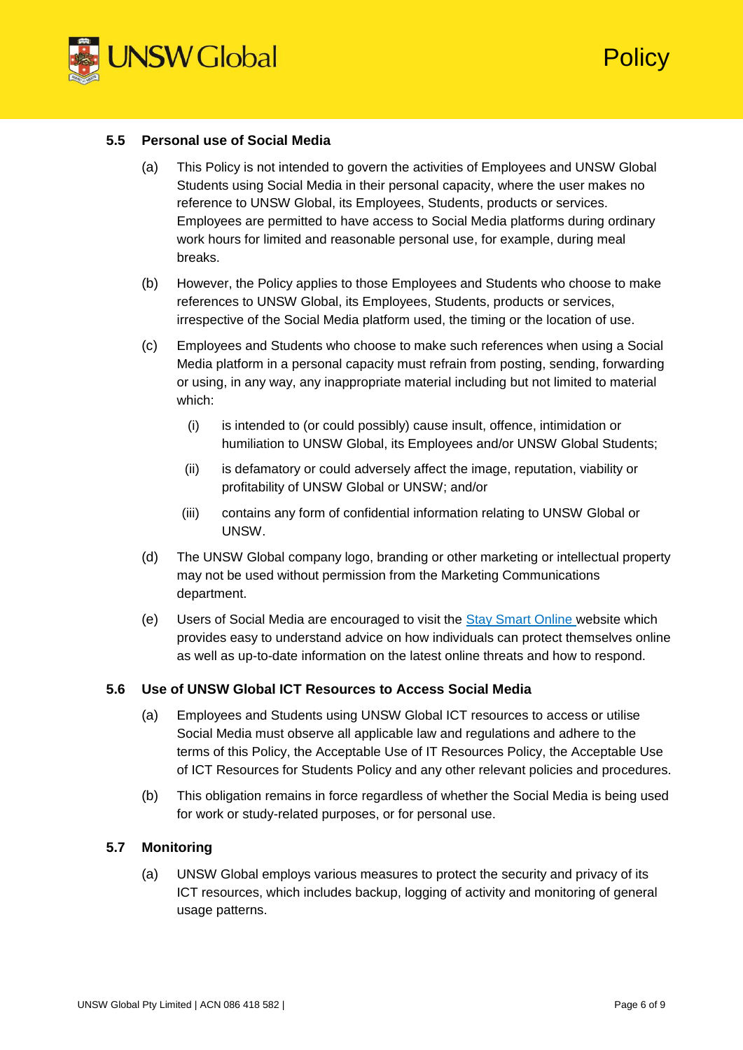### 5.5 Personal use of Social Media

(a) This Policy is not intended to govern the activities of Employees and UNSW Global Students using Social Media in their personal capacity, where the user makes no reference to UNSW Global, its Employees, Students, products or services. Employees are permitted to have access to Social Media platforms during ordinary work hours for limited and reasonable personal use, for example, during meal breaks.

(b) However, the Policy applies to those Employees and Students who choose to make references to UNSW Global, its Employees, Students, products or services, irrespective of the Social Media platform used, the timing or the location of use.

(c) Employees and Students who choose to make such references when using a Social Media platform in a personal capacity must refrain from posting, sending, forwarding or using, in any way, any inappropriate material including but not limited to material which:

  (i) is intended to (or could possibly) cause insult, offence, intimidation or humiliation to UNSW Global, its Employees and/or UNSW Global Students;

  (ii) is defamatory or could adversely affect the image, reputation, viability or profitability of UNSW Global or UNSW; and/or

  (iii) contains any form of confidential information relating to UNSW Global or UNSW.

(d) The UNSW Global company logo, branding or other marketing or intellectual property may not be used without permission from the Marketing Communications department.

(e) Users of Social Media are encouraged to visit the Stay Smart Online website which provides easy to understand advice on how individuals can protect themselves online as well as up-to-date information on the latest online threats and how to respond.

### 5.6 Use of UNSW Global ICT Resources to Access Social Media

(a) Employees and Students using UNSW Global ICT resources to access or utilise Social Media must observe all applicable law and regulations and adhere to the terms of this Policy, the Acceptable Use of IT Resources Policy, the Acceptable Use of ICT Resources for Students Policy and any other relevant policies and procedures.

(b) This obligation remains in force regardless of whether the Social Media is being used for work or study-related purposes, or for personal use.

### 5.7 Monitoring

(a) UNSW Global employs various measures to protect the security and privacy of its ICT resources, which includes backup, logging of activity and monitoring of general usage patterns.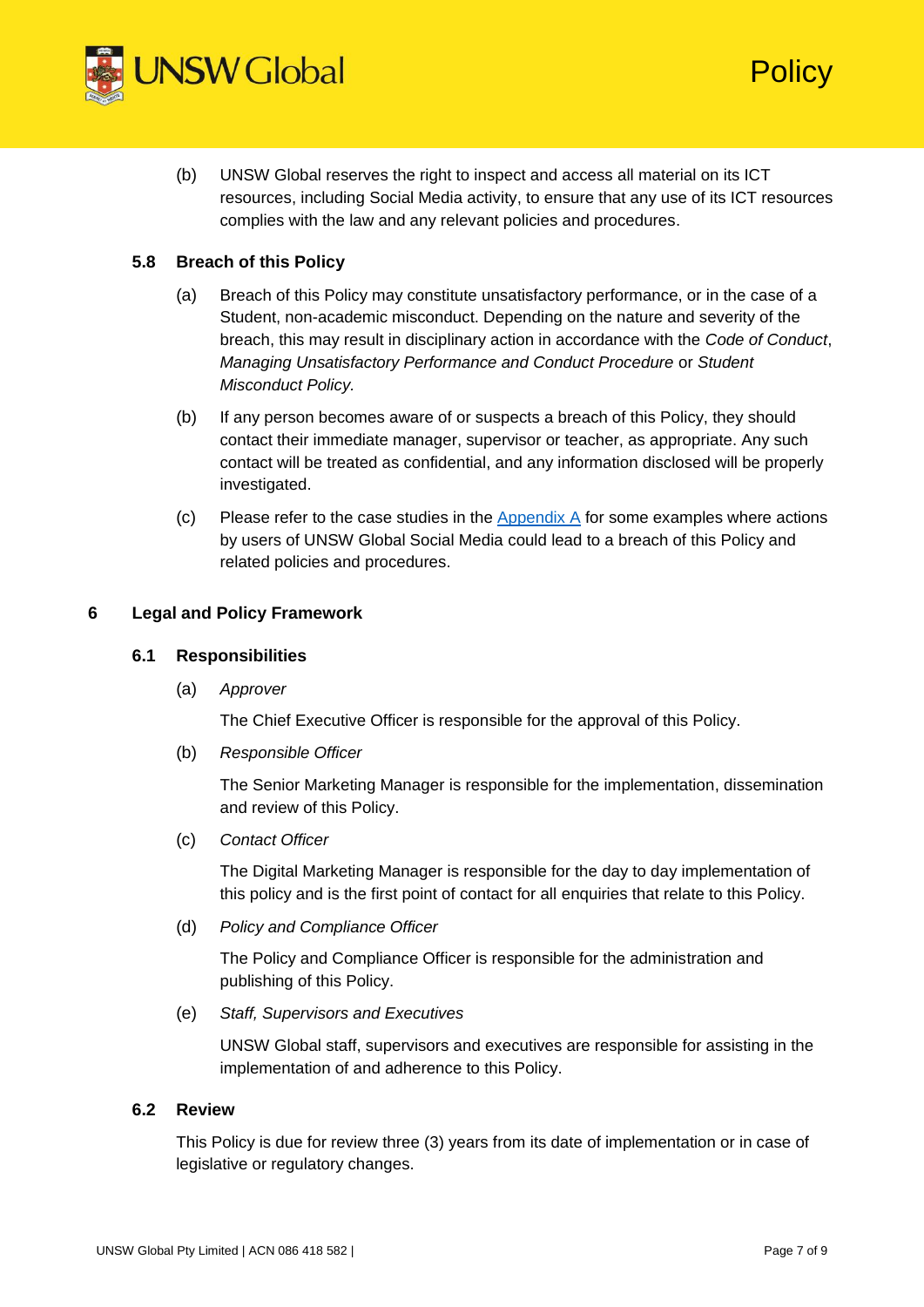(b) UNSW Global reserves the right to inspect and access all material on its ICT resources, including Social Media activity, to ensure that any use of its ICT resources complies with the law and any relevant policies and procedures.

### 5.8 Breach of this Policy

(a) Breach of this Policy may constitute unsatisfactory performance, or in the case of a Student, non-academic misconduct. Depending on the nature and severity of the breach, this may result in disciplinary action in accordance with the *Code of Conduct*, *Managing Unsatisfactory Performance and Conduct Procedure* or *Student Misconduct Policy.*

(b) If any person becomes aware of or suspects a breach of this Policy, they should contact their immediate manager, supervisor or teacher, as appropriate. Any such contact will be treated as confidential, and any information disclosed will be properly investigated.

(c) Please refer to the case studies in the Appendix A for some examples where actions by users of UNSW Global Social Media could lead to a breach of this Policy and related policies and procedures.

## 6 Legal and Policy Framework

### 6.1 Responsibilities

(a) *Approver*

The Chief Executive Officer is responsible for the approval of this Policy.

(b) *Responsible Officer*

The Senior Marketing Manager is responsible for the implementation, dissemination and review of this Policy.

(c) *Contact Officer*

The Digital Marketing Manager is responsible for the day to day implementation of this policy and is the first point of contact for all enquiries that relate to this Policy.

(d) *Policy and Compliance Officer*

The Policy and Compliance Officer is responsible for the administration and publishing of this Policy.

(e) *Staff, Supervisors and Executives*

UNSW Global staff, supervisors and executives are responsible for assisting in the implementation of and adherence to this Policy.

### 6.2 Review

This Policy is due for review three (3) years from its date of implementation or in case of legislative or regulatory changes.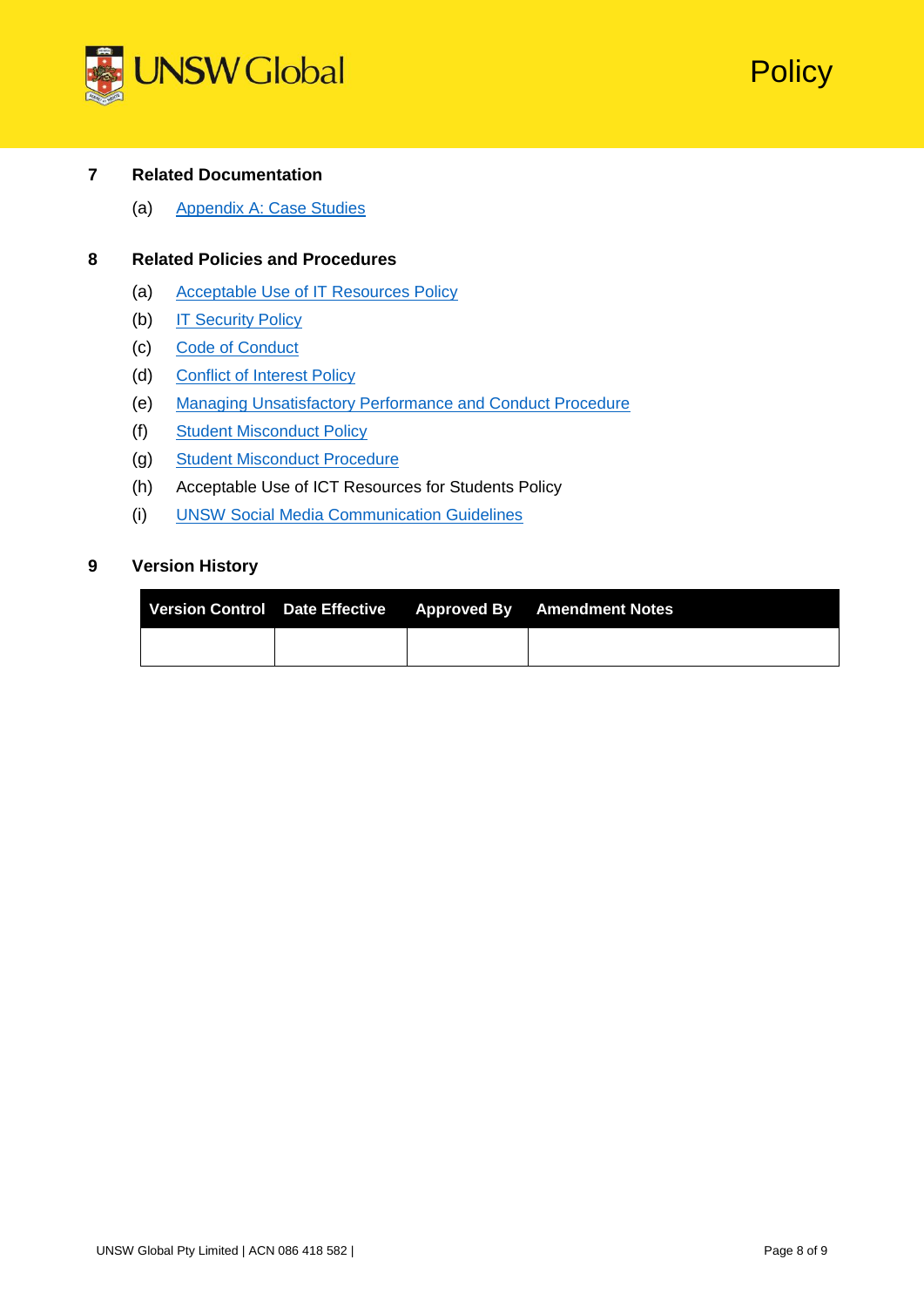## 7 Related Documentation

(a) Appendix A: Case Studies

## 8 Related Policies and Procedures

(a) Acceptable Use of IT Resources Policy

(b) IT Security Policy

(c) Code of Conduct

(d) Conflict of Interest Policy

(e) Managing Unsatisfactory Performance and Conduct Procedure

(f) Student Misconduct Policy

(g) Student Misconduct Procedure

(h) Acceptable Use of ICT Resources for Students Policy

(i) UNSW Social Media Communication Guidelines

## 9 Version History

| Version Control | Date Effective | Approved By | Amendment Notes |
|---|---|---|---|
| | | | |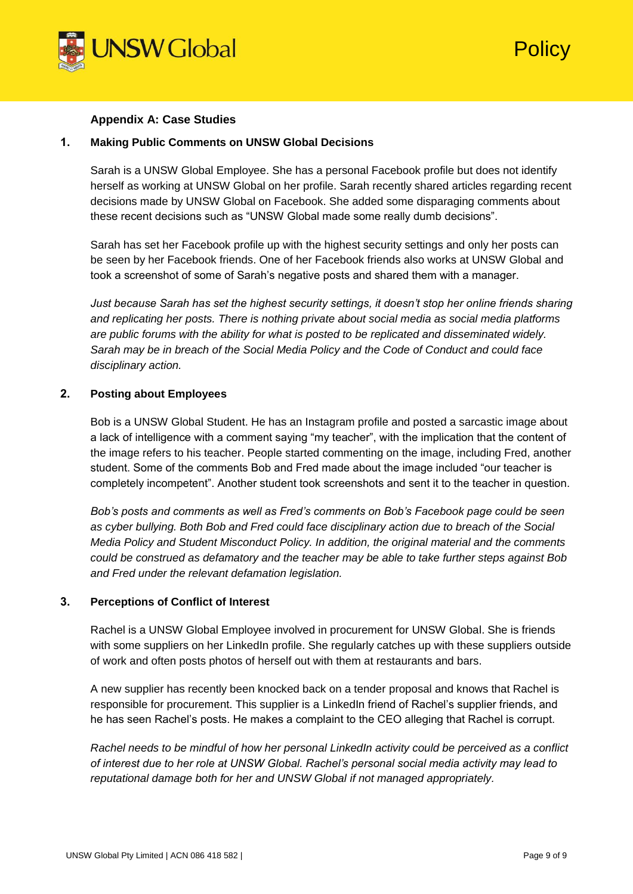## Appendix A: Case Studies

### 1. Making Public Comments on UNSW Global Decisions

Sarah is a UNSW Global Employee. She has a personal Facebook profile but does not identify herself as working at UNSW Global on her profile. Sarah recently shared articles regarding recent decisions made by UNSW Global on Facebook. She added some disparaging comments about these recent decisions such as "UNSW Global made some really dumb decisions".

Sarah has set her Facebook profile up with the highest security settings and only her posts can be seen by her Facebook friends. One of her Facebook friends also works at UNSW Global and took a screenshot of some of Sarah's negative posts and shared them with a manager.

*Just because Sarah has set the highest security settings, it doesn't stop her online friends sharing and replicating her posts. There is nothing private about social media as social media platforms are public forums with the ability for what is posted to be replicated and disseminated widely. Sarah may be in breach of the Social Media Policy and the Code of Conduct and could face disciplinary action.*

### 2. Posting about Employees

Bob is a UNSW Global Student. He has an Instagram profile and posted a sarcastic image about a lack of intelligence with a comment saying "my teacher", with the implication that the content of the image refers to his teacher. People started commenting on the image, including Fred, another student. Some of the comments Bob and Fred made about the image included "our teacher is completely incompetent". Another student took screenshots and sent it to the teacher in question.

*Bob's posts and comments as well as Fred's comments on Bob's Facebook page could be seen as cyber bullying. Both Bob and Fred could face disciplinary action due to breach of the Social Media Policy and Student Misconduct Policy. In addition, the original material and the comments could be construed as defamatory and the teacher may be able to take further steps against Bob and Fred under the relevant defamation legislation.*

### 3. Perceptions of Conflict of Interest

Rachel is a UNSW Global Employee involved in procurement for UNSW Global. She is friends with some suppliers on her LinkedIn profile. She regularly catches up with these suppliers outside of work and often posts photos of herself out with them at restaurants and bars.

A new supplier has recently been knocked back on a tender proposal and knows that Rachel is responsible for procurement. This supplier is a LinkedIn friend of Rachel's supplier friends, and he has seen Rachel's posts. He makes a complaint to the CEO alleging that Rachel is corrupt.

*Rachel needs to be mindful of how her personal LinkedIn activity could be perceived as a conflict of interest due to her role at UNSW Global. Rachel's personal social media activity may lead to reputational damage both for her and UNSW Global if not managed appropriately.*